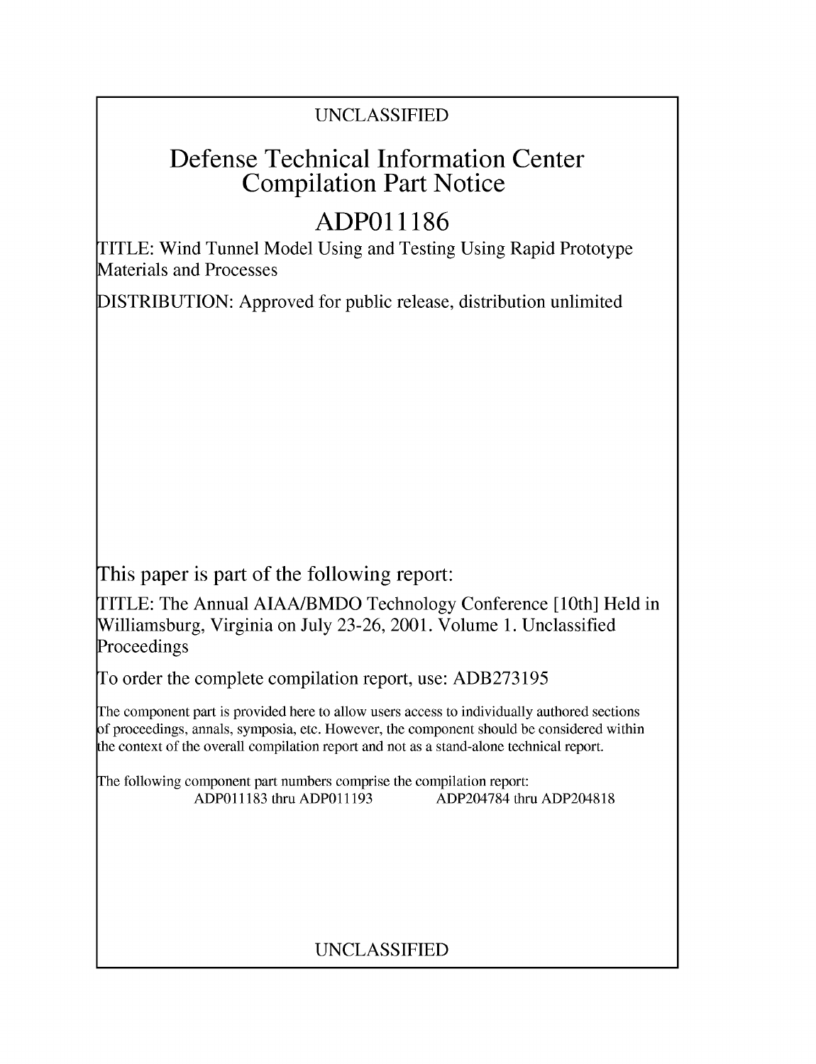UNCLASSIFIED

# Defense Technical Information Center Compilation Part Notice

# ADP011186

TITLE: Wind Tunnel Model Using and Testing Using Rapid Prototype Materials and Processes

DISTRIBUTION: Approved for public release, distribution unlimited

This paper is part of the following report:

TITLE: The Annual AIAA/BMDO Technology Conference [10th] Held in Williamsburg, Virginia on July 23-26, 2001. Volume 1. Unclassified Proceedings

To order the complete compilation report, use: ADB273195

The component part is provided here to allow users access to individually authored sections of proceedings, annals, symposia, etc. However, the component should be considered within the context of the overall compilation report and not as a stand-alone technical report.

The following component part numbers comprise the compilation report:
ADP011183 thru ADP011193 ADP204784 thru ADP204818

UNCLASSIFIED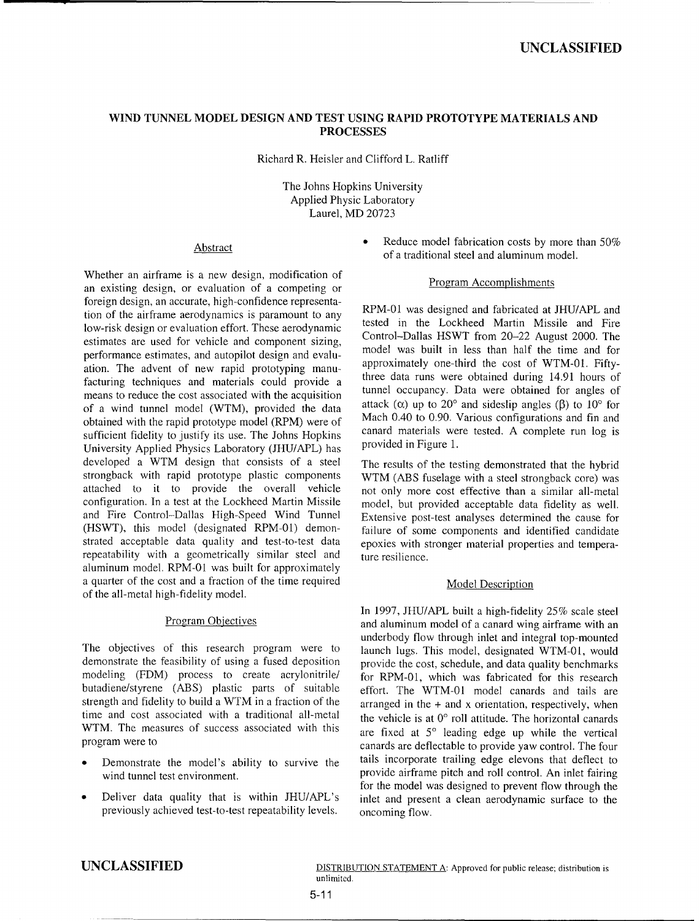# WIND TUNNEL MODEL DESIGN AND TEST USING RAPID PROTOTYPE MATERIALS AND PROCESSES

Richard R. Heisler and Clifford L. Ratliff

The Johns Hopkins University
Applied Physic Laboratory
Laurel, MD 20723

## Abstract

Whether an airframe is a new design, modification of an existing design, or evaluation of a competing or foreign design, an accurate, high-confidence representation of the airframe aerodynamics is paramount to any low-risk design or evaluation effort. These aerodynamic estimates are used for vehicle and component sizing, performance estimates, and autopilot design and evaluation. The advent of new rapid prototyping manufacturing techniques and materials could provide a means to reduce the cost associated with the acquisition of a wind tunnel model (WTM), provided the data obtained with the rapid prototype model (RPM) were of sufficient fidelity to justify its use. The Johns Hopkins University Applied Physics Laboratory (JHU/APL) has developed a WTM design that consists of a steel strongback with rapid prototype plastic components attached to it to provide the overall vehicle configuration. In a test at the Lockheed Martin Missile and Fire Control–Dallas High-Speed Wind Tunnel (HSWT), this model (designated RPM-01) demonstrated acceptable data quality and test-to-test data repeatability with a geometrically similar steel and aluminum model. RPM-01 was built for approximately a quarter of the cost and a fraction of the time required of the all-metal high-fidelity model.

## Program Objectives

The objectives of this research program were to demonstrate the feasibility of using a fused deposition modeling (FDM) process to create acrylonitrile/butadiene/styrene (ABS) plastic parts of suitable strength and fidelity to build a WTM in a fraction of the time and cost associated with a traditional all-metal WTM. The measures of success associated with this program were to

- Demonstrate the model's ability to survive the wind tunnel test environment.
- Deliver data quality that is within JHU/APL's previously achieved test-to-test repeatability levels.
- Reduce model fabrication costs by more than 50% of a traditional steel and aluminum model.

## Program Accomplishments

RPM-01 was designed and fabricated at JHU/APL and tested in the Lockheed Martin Missile and Fire Control–Dallas HSWT from 20–22 August 2000. The model was built in less than half the time and for approximately one-third the cost of WTM-01. Fifty-three data runs were obtained during 14.91 hours of tunnel occupancy. Data were obtained for angles of attack ($\alpha$) up to 20° and sideslip angles ($\beta$) to 10° for Mach 0.40 to 0.90. Various configurations and fin and canard materials were tested. A complete run log is provided in Figure 1.

The results of the testing demonstrated that the hybrid WTM (ABS fuselage with a steel strongback core) was not only more cost effective than a similar all-metal model, but provided acceptable data fidelity as well. Extensive post-test analyses determined the cause for failure of some components and identified candidate epoxies with stronger material properties and temperature resilience.

## Model Description

In 1997, JHU/APL built a high-fidelity 25% scale steel and aluminum model of a canard wing airframe with an underbody flow through inlet and integral top-mounted launch lugs. This model, designated WTM-01, would provide the cost, schedule, and data quality benchmarks for RPM-01, which was fabricated for this research effort. The WTM-01 model canards and tails are arranged in the + and x orientation, respectively, when the vehicle is at 0° roll attitude. The horizontal canards are fixed at 5° leading edge up while the vertical canards are deflectable to provide yaw control. The four tails incorporate trailing edge elevons that deflect to provide airframe pitch and roll control. An inlet fairing for the model was designed to prevent flow through the inlet and present a clean aerodynamic surface to the oncoming flow.

DISTRIBUTION STATEMENT A: Approved for public release; distribution is unlimited.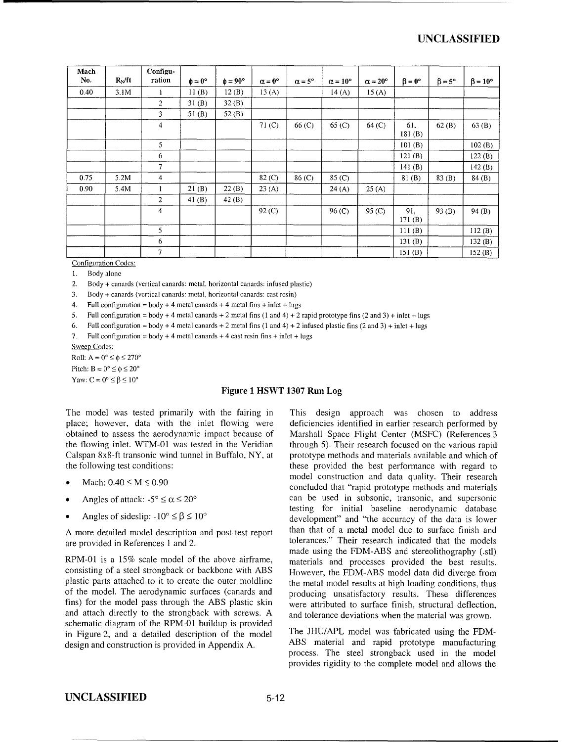| Mach No. | $R_N$/ft | Configu-ration | $\phi = 0°$ | $\phi = 90°$ | $\alpha = 0°$ | $\alpha = 5°$ | $\alpha = 10°$ | $\alpha = 20°$ | $\beta = 0°$ | $\beta = 5°$ | $\beta = 10°$ |
|---|---|---|---|---|---|---|---|---|---|---|---|
| 0.40 | 3.1M | 1 | 11 (B) | 12 (B) | 13 (A) | | 14 (A) | 15 (A) | | | |
| | | 2 | 31 (B) | 32 (B) | | | | | | | |
| | | 3 | 51 (B) | 52 (B) | | | | | | | |
| | | 4 | | | 71 (C) | 66 (C) | 65 (C) | 64 (C) | 61, 181 (B) | 62 (B) | 63 (B) |
| | | 5 | | | | | | | 101 (B) | | 102 (B) |
| | | 6 | | | | | | | 121 (B) | | 122 (B) |
| | | 7 | | | | | | | 141 (B) | | 142 (B) |
| 0.75 | 5.2M | 4 | | | 82 (C) | 86 (C) | 85 (C) | | 81 (B) | 83 (B) | 84 (B) |
| 0.90 | 5.4M | 1 | 21 (B) | 22 (B) | 23 (A) | | 24 (A) | 25 (A) | | | |
| | | 2 | 41 (B) | 42 (B) | | | | | | | |
| | | 4 | | | 92 (C) | | 96 (C) | 95 (C) | 91, 171 (B) | 93 (B) | 94 (B) |
| | | 5 | | | | | | | 111 (B) | | 112 (B) |
| | | 6 | | | | | | | 131 (B) | | 132 (B) |
| | | 7 | | | | | | | 151 (B) | | 152 (B) |

Configuration Codes:

1. Body alone
2. Body + canards (vertical canards: metal, horizontal canards: infused plastic)
3. Body + canards (vertical canards: metal, horizontal canards: cast resin)
4. Full configuration = body + 4 metal canards + 4 metal fins + inlet + lugs
5. Full configuration = body + 4 metal canards + 2 metal fins (1 and 4) + 2 rapid prototype fins (2 and 3) + inlet + lugs
6. Full configuration = body + 4 metal canards + 2 metal fins (1 and 4) + 2 infused plastic fins (2 and 3) + inlet + lugs
7. Full configuration = body + 4 metal canards + 4 cast resin fins + inlet + lugs

Sweep Codes:

Roll: A = $0° \leq \phi \leq 270°$

Pitch: B = $0° \leq \phi \leq 20°$

Yaw: C = $0° \leq \beta \leq 10°$

**Figure 1 HSWT 1307 Run Log**

The model was tested primarily with the fairing in place; however, data with the inlet flowing were obtained to assess the aerodynamic impact because of the flowing inlet. WTM-01 was tested in the Veridian Calspan 8x8-ft transonic wind tunnel in Buffalo, NY, at the following test conditions:

- Mach: $0.40 \leq M \leq 0.90$
- Angles of attack: $-5° \leq \alpha \leq 20°$
- Angles of sideslip: $-10° \leq \beta \leq 10°$

A more detailed model description and post-test report are provided in References 1 and 2.

RPM-01 is a 15% scale model of the above airframe, consisting of a steel strongback or backbone with ABS plastic parts attached to it to create the outer moldline of the model. The aerodynamic surfaces (canards and fins) for the model pass through the ABS plastic skin and attach directly to the strongback with screws. A schematic diagram of the RPM-01 buildup is provided in Figure 2, and a detailed description of the model design and construction is provided in Appendix A.

This design approach was chosen to address deficiencies identified in earlier research performed by Marshall Space Flight Center (MSFC) (References 3 through 5). Their research focused on the various rapid prototype methods and materials available and which of these provided the best performance with regard to model construction and data quality. Their research concluded that "rapid prototype methods and materials can be used in subsonic, transonic, and supersonic testing for initial baseline aerodynamic database development" and "the accuracy of the data is lower than that of a metal model due to surface finish and tolerances." Their research indicated that the models made using the FDM-ABS and stereolithography (.stl) materials and processes provided the best results. However, the FDM-ABS model data did diverge from the metal model results at high loading conditions, thus producing unsatisfactory results. These differences were attributed to surface finish, structural deflection, and tolerance deviations when the material was grown.

The JHU/APL model was fabricated using the FDM-ABS material and rapid prototype manufacturing process. The steel strongback used in the model provides rigidity to the complete model and allows the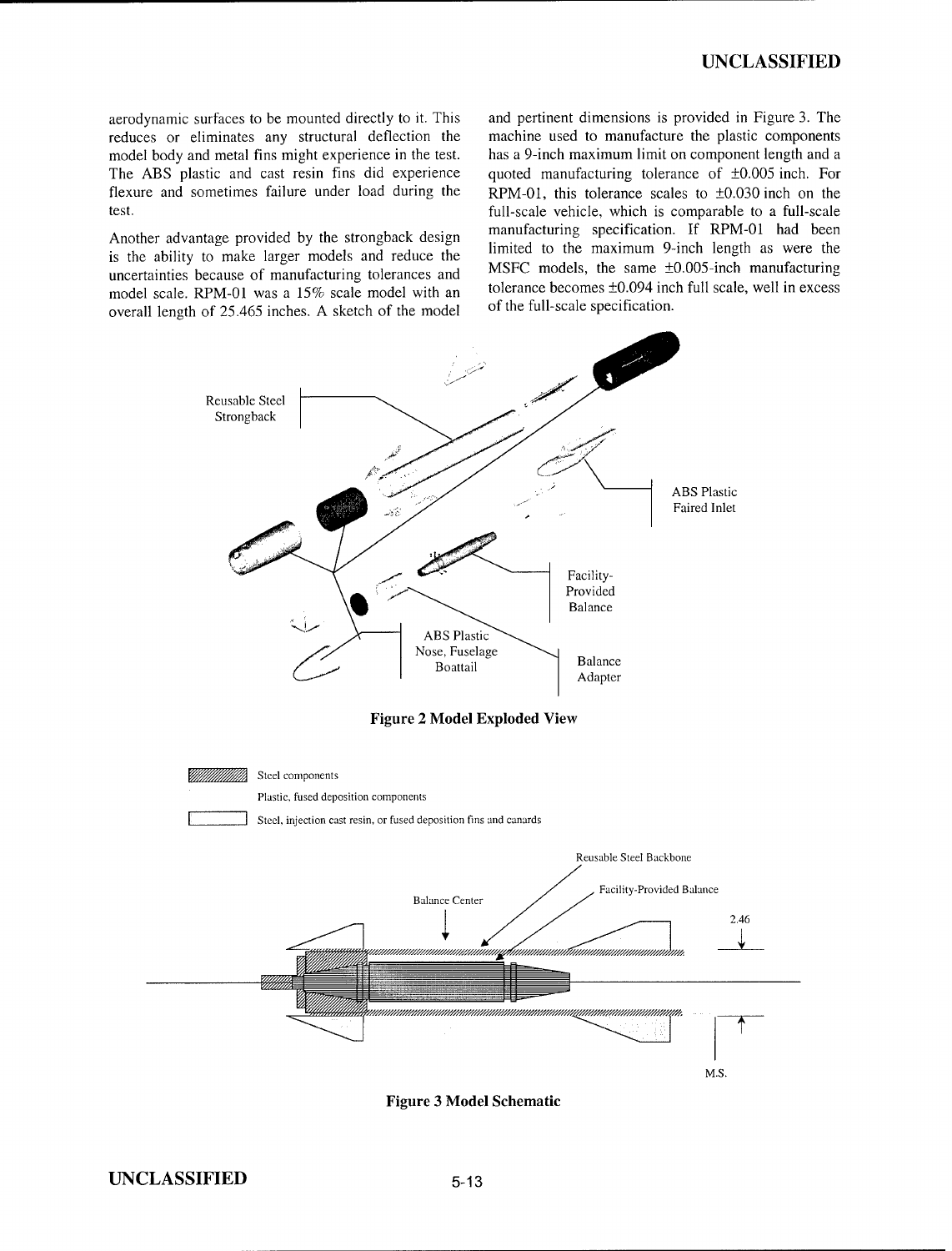aerodynamic surfaces to be mounted directly to it. This reduces or eliminates any structural deflection the model body and metal fins might experience in the test. The ABS plastic and cast resin fins did experience flexure and sometimes failure under load during the test.

Another advantage provided by the strongback design is the ability to make larger models and reduce the uncertainties because of manufacturing tolerances and model scale. RPM-01 was a 15% scale model with an overall length of 25.465 inches. A sketch of the model and pertinent dimensions is provided in Figure 3. The machine used to manufacture the plastic components has a 9-inch maximum limit on component length and a quoted manufacturing tolerance of ±0.005 inch. For RPM-01, this tolerance scales to ±0.030 inch on the full-scale vehicle, which is comparable to a full-scale manufacturing specification. If RPM-01 had been limited to the maximum 9-inch length as were the MSFC models, the same ±0.005-inch manufacturing tolerance becomes ±0.094 inch full scale, well in excess of the full-scale specification.

**Figure 2 Model Exploded View**

**Figure 3 Model Schematic**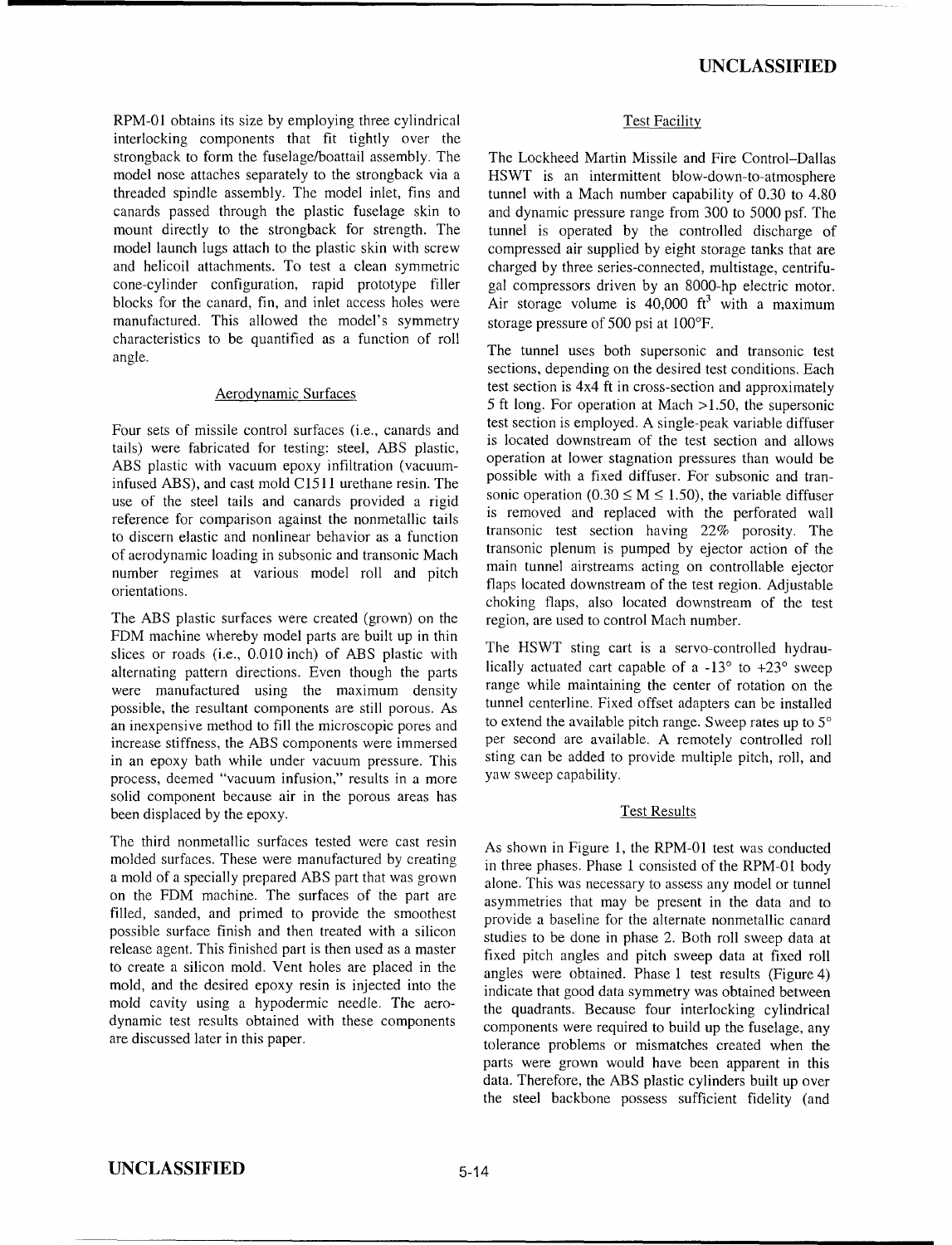RPM-01 obtains its size by employing three cylindrical interlocking components that fit tightly over the strongback to form the fuselage/boattail assembly. The model nose attaches separately to the strongback via a threaded spindle assembly. The model inlet, fins and canards passed through the plastic fuselage skin to mount directly to the strongback for strength. The model launch lugs attach to the plastic skin with screw and helicoil attachments. To test a clean symmetric cone-cylinder configuration, rapid prototype filler blocks for the canard, fin, and inlet access holes were manufactured. This allowed the model's symmetry characteristics to be quantified as a function of roll angle.

## Aerodynamic Surfaces

Four sets of missile control surfaces (i.e., canards and tails) were fabricated for testing: steel, ABS plastic, ABS plastic with vacuum epoxy infiltration (vacuum-infused ABS), and cast mold C1511 urethane resin. The use of the steel tails and canards provided a rigid reference for comparison against the nonmetallic tails to discern elastic and nonlinear behavior as a function of aerodynamic loading in subsonic and transonic Mach number regimes at various model roll and pitch orientations.

The ABS plastic surfaces were created (grown) on the FDM machine whereby model parts are built up in thin slices or roads (i.e., 0.010 inch) of ABS plastic with alternating pattern directions. Even though the parts were manufactured using the maximum density possible, the resultant components are still porous. As an inexpensive method to fill the microscopic pores and increase stiffness, the ABS components were immersed in an epoxy bath while under vacuum pressure. This process, deemed "vacuum infusion," results in a more solid component because air in the porous areas has been displaced by the epoxy.

The third nonmetallic surfaces tested were cast resin molded surfaces. These were manufactured by creating a mold of a specially prepared ABS part that was grown on the FDM machine. The surfaces of the part are filled, sanded, and primed to provide the smoothest possible surface finish and then treated with a silicon release agent. This finished part is then used as a master to create a silicon mold. Vent holes are placed in the mold, and the desired epoxy resin is injected into the mold cavity using a hypodermic needle. The aerodynamic test results obtained with these components are discussed later in this paper.

## Test Facility

The Lockheed Martin Missile and Fire Control–Dallas HSWT is an intermittent blow-down-to-atmosphere tunnel with a Mach number capability of 0.30 to 4.80 and dynamic pressure range from 300 to 5000 psf. The tunnel is operated by the controlled discharge of compressed air supplied by eight storage tanks that are charged by three series-connected, multistage, centrifugal compressors driven by an 8000-hp electric motor. Air storage volume is 40,000 $ft^3$ with a maximum storage pressure of 500 psi at 100°F.

The tunnel uses both supersonic and transonic test sections, depending on the desired test conditions. Each test section is 4x4 ft in cross-section and approximately 5 ft long. For operation at Mach >1.50, the supersonic test section is employed. A single-peak variable diffuser is located downstream of the test section and allows operation at lower stagnation pressures than would be possible with a fixed diffuser. For subsonic and transonic operation ($0.30 \leq M \leq 1.50$), the variable diffuser is removed and replaced with the perforated wall transonic test section having 22% porosity. The transonic plenum is pumped by ejector action of the main tunnel airstreams acting on controllable ejector flaps located downstream of the test region. Adjustable choking flaps, also located downstream of the test region, are used to control Mach number.

The HSWT sting cart is a servo-controlled hydraulically actuated cart capable of a -13° to +23° sweep range while maintaining the center of rotation on the tunnel centerline. Fixed offset adapters can be installed to extend the available pitch range. Sweep rates up to 5° per second are available. A remotely controlled roll sting can be added to provide multiple pitch, roll, and yaw sweep capability.

## Test Results

As shown in Figure 1, the RPM-01 test was conducted in three phases. Phase 1 consisted of the RPM-01 body alone. This was necessary to assess any model or tunnel asymmetries that may be present in the data and to provide a baseline for the alternate nonmetallic canard studies to be done in phase 2. Both roll sweep data at fixed pitch angles and pitch sweep data at fixed roll angles were obtained. Phase 1 test results (Figure 4) indicate that good data symmetry was obtained between the quadrants. Because four interlocking cylindrical components were required to build up the fuselage, any tolerance problems or mismatches created when the parts were grown would have been apparent in this data. Therefore, the ABS plastic cylinders built up over the steel backbone possess sufficient fidelity (and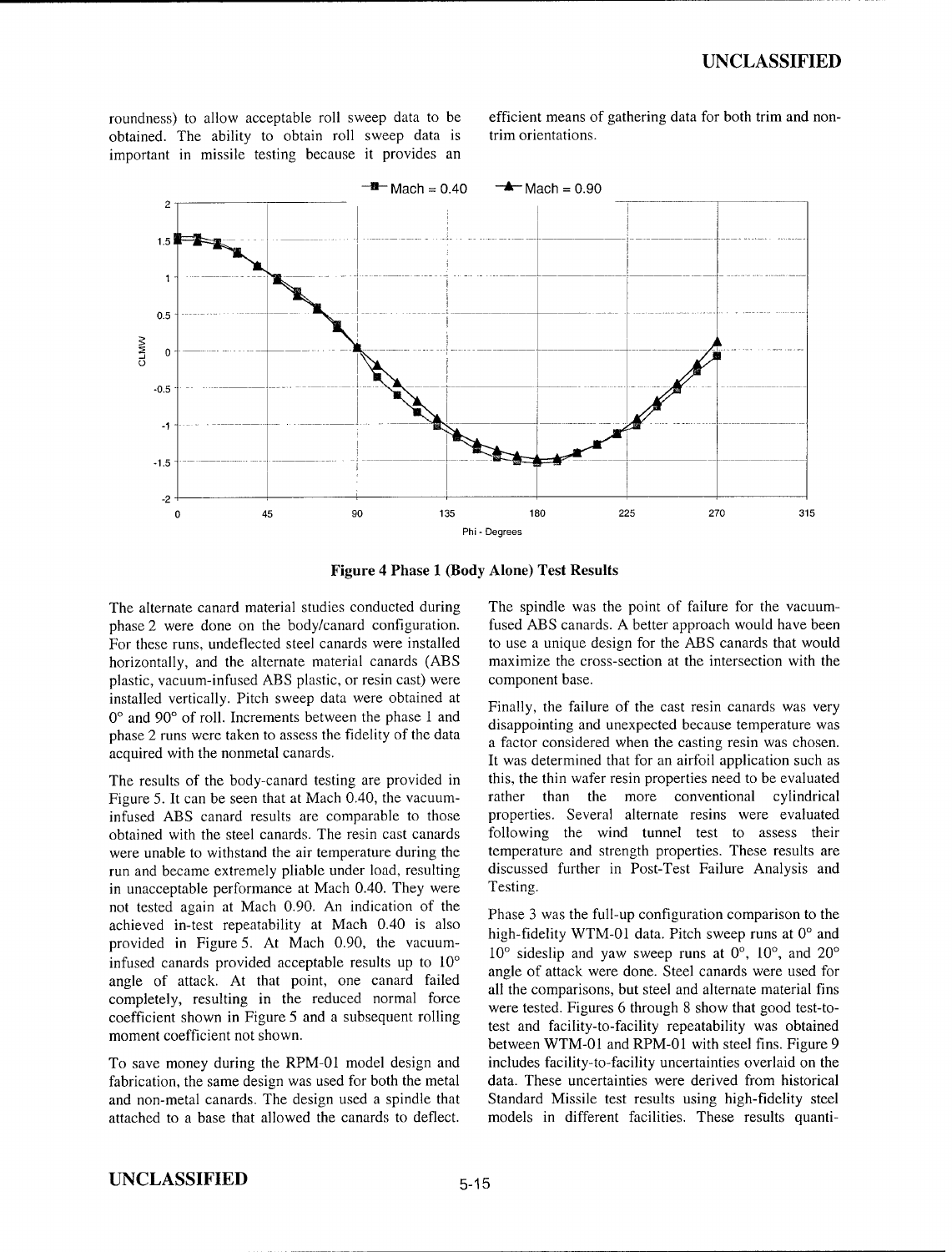roundness) to allow acceptable roll sweep data to be obtained. The ability to obtain roll sweep data is important in missile testing because it provides an efficient means of gathering data for both trim and non-trim orientations.

**Figure 4 Phase 1 (Body Alone) Test Results**

The alternate canard material studies conducted during phase 2 were done on the body/canard configuration. For these runs, undeflected steel canards were installed horizontally, and the alternate material canards (ABS plastic, vacuum-infused ABS plastic, or resin cast) were installed vertically. Pitch sweep data were obtained at 0° and 90° of roll. Increments between the phase 1 and phase 2 runs were taken to assess the fidelity of the data acquired with the nonmetal canards.

The results of the body-canard testing are provided in Figure 5. It can be seen that at Mach 0.40, the vacuum-infused ABS canard results are comparable to those obtained with the steel canards. The resin cast canards were unable to withstand the air temperature during the run and became extremely pliable under load, resulting in unacceptable performance at Mach 0.40. They were not tested again at Mach 0.90. An indication of the achieved in-test repeatability at Mach 0.40 is also provided in Figure 5. At Mach 0.90, the vacuum-infused canards provided acceptable results up to 10° angle of attack. At that point, one canard failed completely, resulting in the reduced normal force coefficient shown in Figure 5 and a subsequent rolling moment coefficient not shown.

To save money during the RPM-01 model design and fabrication, the same design was used for both the metal and non-metal canards. The design used a spindle that attached to a base that allowed the canards to deflect. The spindle was the point of failure for the vacuum-fused ABS canards. A better approach would have been to use a unique design for the ABS canards that would maximize the cross-section at the intersection with the component base.

Finally, the failure of the cast resin canards was very disappointing and unexpected because temperature was a factor considered when the casting resin was chosen. It was determined that for an airfoil application such as this, the thin wafer resin properties need to be evaluated rather than the more conventional cylindrical properties. Several alternate resins were evaluated following the wind tunnel test to assess their temperature and strength properties. These results are discussed further in Post-Test Failure Analysis and Testing.

Phase 3 was the full-up configuration comparison to the high-fidelity WTM-01 data. Pitch sweep runs at 0° and 10° sideslip and yaw sweep runs at 0°, 10°, and 20° angle of attack were done. Steel canards were used for all the comparisons, but steel and alternate material fins were tested. Figures 6 through 8 show that good test-to-test and facility-to-facility repeatability was obtained between WTM-01 and RPM-01 with steel fins. Figure 9 includes facility-to-facility uncertainties overlaid on the data. These uncertainties were derived from historical Standard Missile test results using high-fidelity steel models in different facilities. These results quanti-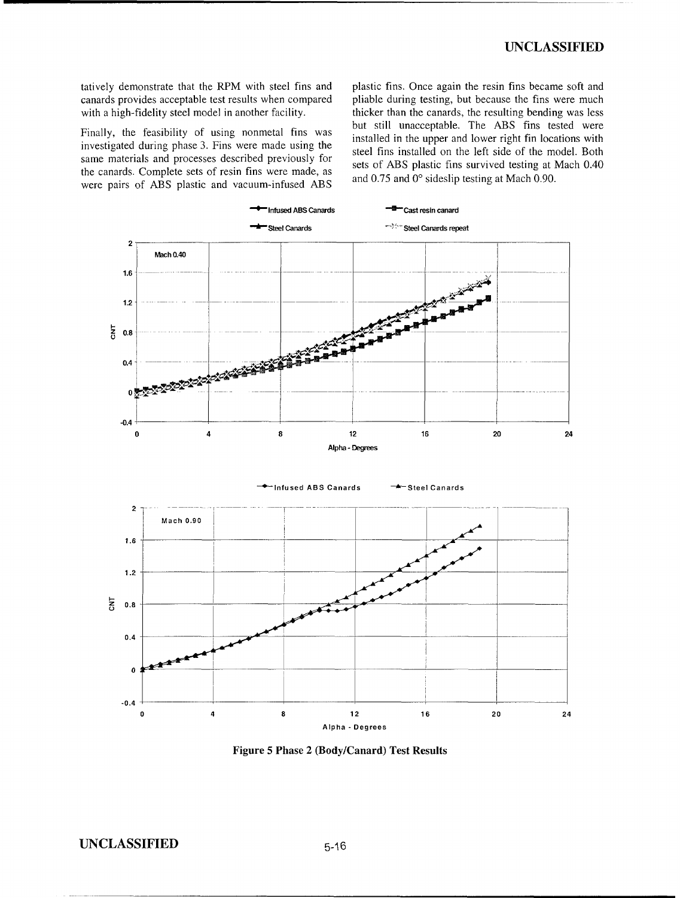tatively demonstrate that the RPM with steel fins and canards provides acceptable test results when compared with a high-fidelity steel model in another facility.

Finally, the feasibility of using nonmetal fins was investigated during phase 3. Fins were made using the same materials and processes described previously for the canards. Complete sets of resin fins were made, as were pairs of ABS plastic and vacuum-infused ABS plastic fins. Once again the resin fins became soft and pliable during testing, but because the fins were much thicker than the canards, the resulting bending was less but still unacceptable. The ABS fins tested were installed in the upper and lower right fin locations with steel fins installed on the left side of the model. Both sets of ABS plastic fins survived testing at Mach 0.40 and 0.75 and 0° sideslip testing at Mach 0.90.

**Figure 5 Phase 2 (Body/Canard) Test Results**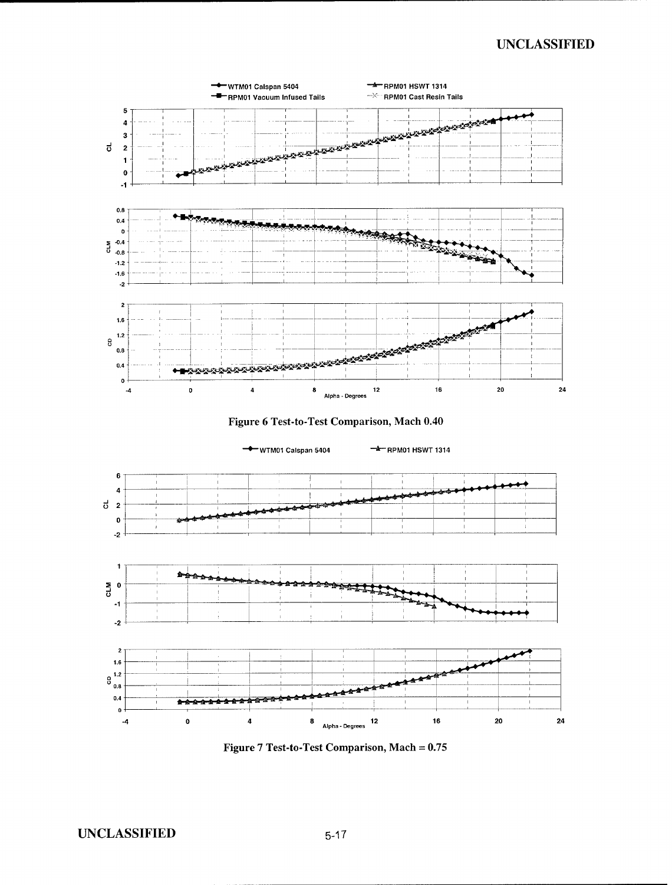Figure 6 Test-to-Test Comparison, Mach 0.40

Figure 7 Test-to-Test Comparison, Mach = 0.75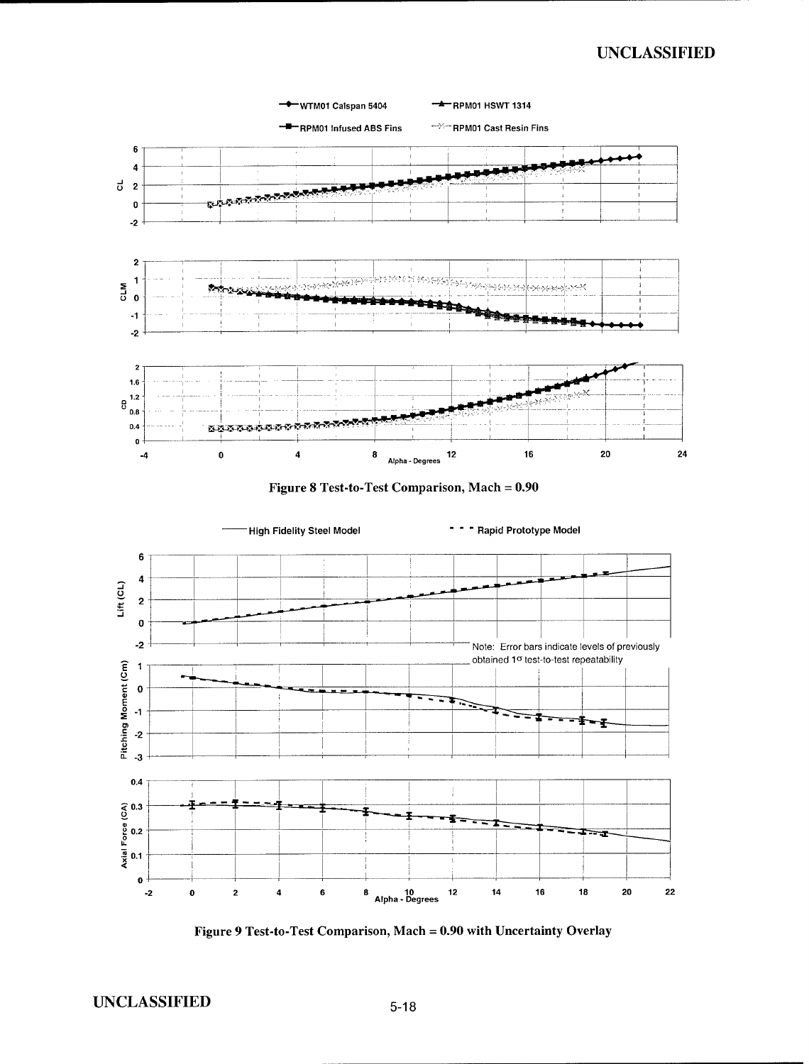Figure 8 Test-to-Test Comparison, Mach = 0.90

Figure 9 Test-to-Test Comparison, Mach = 0.90 with Uncertainty Overlay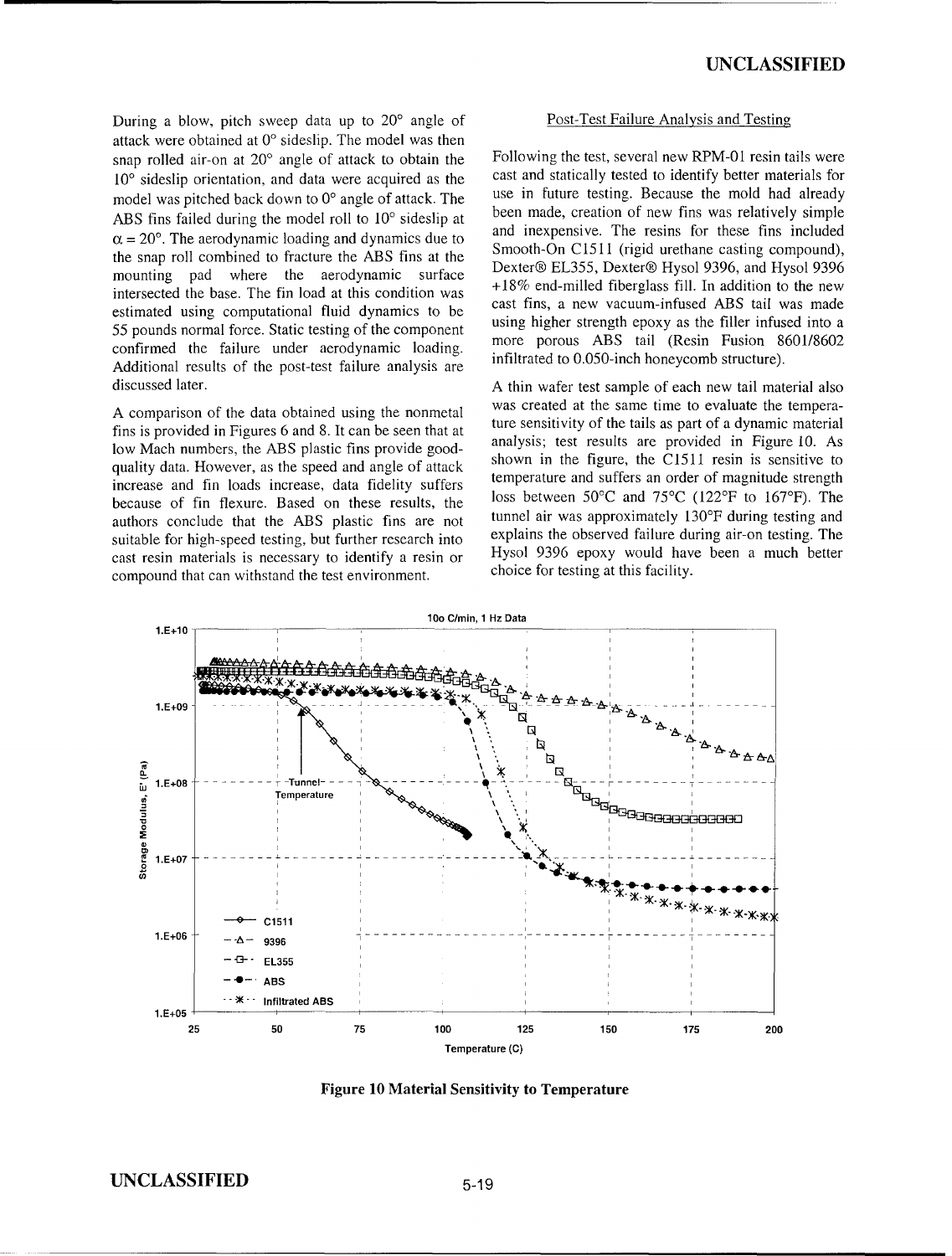During a blow, pitch sweep data up to 20° angle of attack were obtained at 0° sideslip. The model was then snap rolled air-on at 20° angle of attack to obtain the 10° sideslip orientation, and data were acquired as the model was pitched back down to 0° angle of attack. The ABS fins failed during the model roll to 10° sideslip at $\alpha = 20°$. The aerodynamic loading and dynamics due to the snap roll combined to fracture the ABS fins at the mounting pad where the aerodynamic surface intersected the base. The fin load at this condition was estimated using computational fluid dynamics to be 55 pounds normal force. Static testing of the component confirmed the failure under aerodynamic loading. Additional results of the post-test failure analysis are discussed later.

A comparison of the data obtained using the nonmetal fins is provided in Figures 6 and 8. It can be seen that at low Mach numbers, the ABS plastic fins provide good-quality data. However, as the speed and angle of attack increase and fin loads increase, data fidelity suffers because of fin flexure. Based on these results, the authors conclude that the ABS plastic fins are not suitable for high-speed testing, but further research into cast resin materials is necessary to identify a resin or compound that can withstand the test environment.

## Post-Test Failure Analysis and Testing

Following the test, several new RPM-01 resin tails were cast and statically tested to identify better materials for use in future testing. Because the mold had already been made, creation of new fins was relatively simple and inexpensive. The resins for these fins included Smooth-On C1511 (rigid urethane casting compound), Dexter® EL355, Dexter® Hysol 9396, and Hysol 9396 +18% end-milled fiberglass fill. In addition to the new cast fins, a new vacuum-infused ABS tail was made using higher strength epoxy as the filler infused into a more porous ABS tail (Resin Fusion 8601/8602 infiltrated to 0.050-inch honeycomb structure).

A thin wafer test sample of each new tail material also was created at the same time to evaluate the temperature sensitivity of the tails as part of a dynamic material analysis; test results are provided in Figure 10. As shown in the figure, the C1511 resin is sensitive to temperature and suffers an order of magnitude strength loss between 50°C and 75°C (122°F to 167°F). The tunnel air was approximately 130°F during testing and explains the observed failure during air-on testing. The Hysol 9396 epoxy would have been a much better choice for testing at this facility.

**Figure 10 Material Sensitivity to Temperature**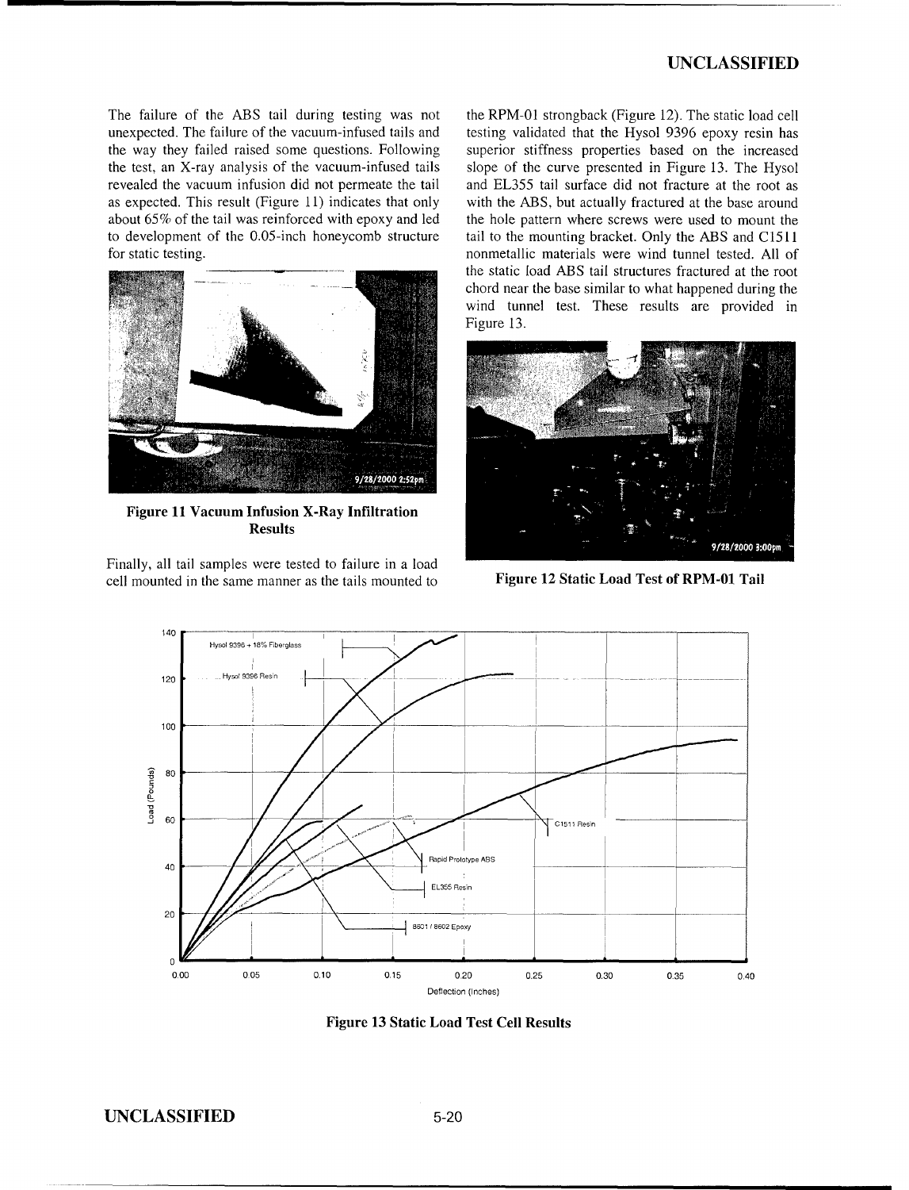The failure of the ABS tail during testing was not unexpected. The failure of the vacuum-infused tails and the way they failed raised some questions. Following the test, an X-ray analysis of the vacuum-infused tails revealed the vacuum infusion did not permeate the tail as expected. This result (Figure 11) indicates that only about 65% of the tail was reinforced with epoxy and led to development of the 0.05-inch honeycomb structure for static testing.

**Figure 11 Vacuum Infusion X-Ray Infiltration Results**

Finally, all tail samples were tested to failure in a load cell mounted in the same manner as the tails mounted to the RPM-01 strongback (Figure 12). The static load cell testing validated that the Hysol 9396 epoxy resin has superior stiffness properties based on the increased slope of the curve presented in Figure 13. The Hysol and EL355 tail surface did not fracture at the root as with the ABS, but actually fractured at the base around the hole pattern where screws were used to mount the tail to the mounting bracket. Only the ABS and C1511 nonmetallic materials were wind tunnel tested. All of the static load ABS tail structures fractured at the root chord near the base similar to what happened during the wind tunnel test. These results are provided in Figure 13.

**Figure 12 Static Load Test of RPM-01 Tail**

**Figure 13 Static Load Test Cell Results**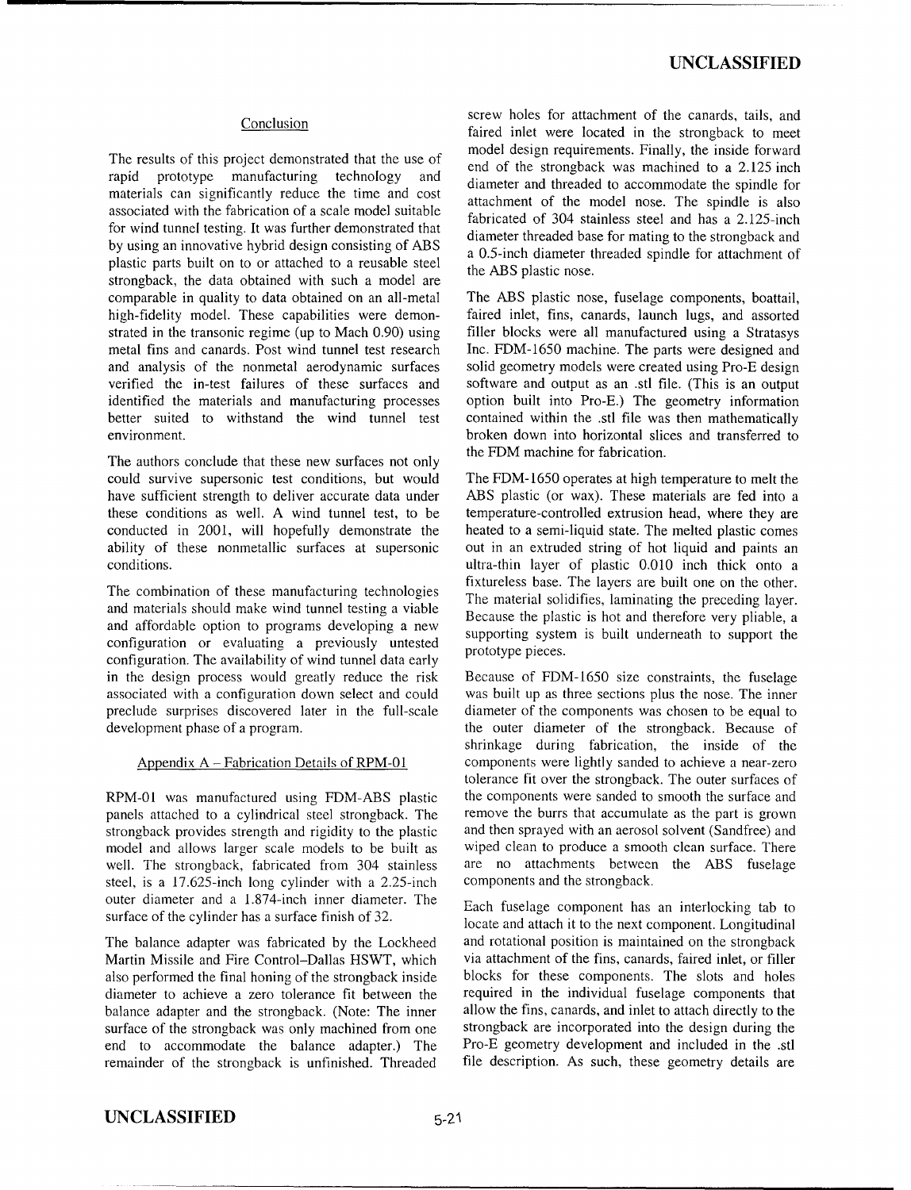## Conclusion

The results of this project demonstrated that the use of rapid prototype manufacturing technology and materials can significantly reduce the time and cost associated with the fabrication of a scale model suitable for wind tunnel testing. It was further demonstrated that by using an innovative hybrid design consisting of ABS plastic parts built on to or attached to a reusable steel strongback, the data obtained with such a model are comparable in quality to data obtained on an all-metal high-fidelity model. These capabilities were demonstrated in the transonic regime (up to Mach 0.90) using metal fins and canards. Post wind tunnel test research and analysis of the nonmetal aerodynamic surfaces verified the in-test failures of these surfaces and identified the materials and manufacturing processes better suited to withstand the wind tunnel test environment.

The authors conclude that these new surfaces not only could survive supersonic test conditions, but would have sufficient strength to deliver accurate data under these conditions as well. A wind tunnel test, to be conducted in 2001, will hopefully demonstrate the ability of these nonmetallic surfaces at supersonic conditions.

The combination of these manufacturing technologies and materials should make wind tunnel testing a viable and affordable option to programs developing a new configuration or evaluating a previously untested configuration. The availability of wind tunnel data early in the design process would greatly reduce the risk associated with a configuration down select and could preclude surprises discovered later in the full-scale development phase of a program.

## Appendix A – Fabrication Details of RPM-01

RPM-01 was manufactured using FDM-ABS plastic panels attached to a cylindrical steel strongback. The strongback provides strength and rigidity to the plastic model and allows larger scale models to be built as well. The strongback, fabricated from 304 stainless steel, is a 17.625-inch long cylinder with a 2.25-inch outer diameter and a 1.874-inch inner diameter. The surface of the cylinder has a surface finish of 32.

The balance adapter was fabricated by the Lockheed Martin Missile and Fire Control–Dallas HSWT, which also performed the final honing of the strongback inside diameter to achieve a zero tolerance fit between the balance adapter and the strongback. (Note: The inner surface of the strongback was only machined from one end to accommodate the balance adapter.) The remainder of the strongback is unfinished. Threaded screw holes for attachment of the canards, tails, and faired inlet were located in the strongback to meet model design requirements. Finally, the inside forward end of the strongback was machined to a 2.125 inch diameter and threaded to accommodate the spindle for attachment of the model nose. The spindle is also fabricated of 304 stainless steel and has a 2.125-inch diameter threaded base for mating to the strongback and a 0.5-inch diameter threaded spindle for attachment of the ABS plastic nose.

The ABS plastic nose, fuselage components, boattail, faired inlet, fins, canards, launch lugs, and assorted filler blocks were all manufactured using a Stratasys Inc. FDM-1650 machine. The parts were designed and solid geometry models were created using Pro-E design software and output as an .stl file. (This is an output option built into Pro-E.) The geometry information contained within the .stl file was then mathematically broken down into horizontal slices and transferred to the FDM machine for fabrication.

The FDM-1650 operates at high temperature to melt the ABS plastic (or wax). These materials are fed into a temperature-controlled extrusion head, where they are heated to a semi-liquid state. The melted plastic comes out in an extruded string of hot liquid and paints an ultra-thin layer of plastic 0.010 inch thick onto a fixtureless base. The layers are built one on the other. The material solidifies, laminating the preceding layer. Because the plastic is hot and therefore very pliable, a supporting system is built underneath to support the prototype pieces.

Because of FDM-1650 size constraints, the fuselage was built up as three sections plus the nose. The inner diameter of the components was chosen to be equal to the outer diameter of the strongback. Because of shrinkage during fabrication, the inside of the components were lightly sanded to achieve a near-zero tolerance fit over the strongback. The outer surfaces of the components were sanded to smooth the surface and remove the burrs that accumulate as the part is grown and then sprayed with an aerosol solvent (Sandfree) and wiped clean to produce a smooth clean surface. There are no attachments between the ABS fuselage components and the strongback.

Each fuselage component has an interlocking tab to locate and attach it to the next component. Longitudinal and rotational position is maintained on the strongback via attachment of the fins, canards, faired inlet, or filler blocks for these components. The slots and holes required in the individual fuselage components that allow the fins, canards, and inlet to attach directly to the strongback are incorporated into the design during the Pro-E geometry development and included in the .stl file description. As such, these geometry details are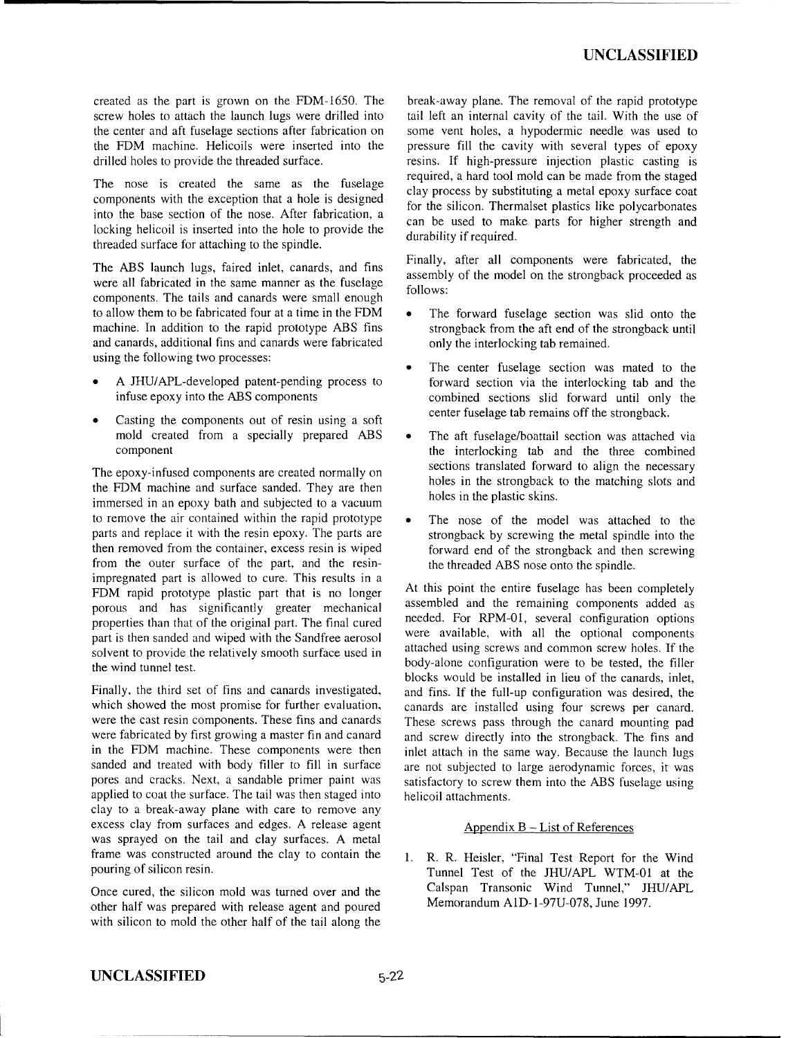created as the part is grown on the FDM-1650. The screw holes to attach the launch lugs were drilled into the center and aft fuselage sections after fabrication on the FDM machine. Helicoils were inserted into the drilled holes to provide the threaded surface.

The nose is created the same as the fuselage components with the exception that a hole is designed into the base section of the nose. After fabrication, a locking helicoil is inserted into the hole to provide the threaded surface for attaching to the spindle.

The ABS launch lugs, faired inlet, canards, and fins were all fabricated in the same manner as the fuselage components. The tails and canards were small enough to allow them to be fabricated four at a time in the FDM machine. In addition to the rapid prototype ABS fins and canards, additional fins and canards were fabricated using the following two processes:

- A JHU/APL-developed patent-pending process to infuse epoxy into the ABS components
- Casting the components out of resin using a soft mold created from a specially prepared ABS component

The epoxy-infused components are created normally on the FDM machine and surface sanded. They are then immersed in an epoxy bath and subjected to a vacuum to remove the air contained within the rapid prototype parts and replace it with the resin epoxy. The parts are then removed from the container, excess resin is wiped from the outer surface of the part, and the resin-impregnated part is allowed to cure. This results in a FDM rapid prototype plastic part that is no longer porous and has significantly greater mechanical properties than that of the original part. The final cured part is then sanded and wiped with the Sandfree aerosol solvent to provide the relatively smooth surface used in the wind tunnel test.

Finally, the third set of fins and canards investigated, which showed the most promise for further evaluation, were the cast resin components. These fins and canards were fabricated by first growing a master fin and canard in the FDM machine. These components were then sanded and treated with body filler to fill in surface pores and cracks. Next, a sandable primer paint was applied to coat the surface. The tail was then staged into clay to a break-away plane with care to remove any excess clay from surfaces and edges. A release agent was sprayed on the tail and clay surfaces. A metal frame was constructed around the clay to contain the pouring of silicon resin.

Once cured, the silicon mold was turned over and the other half was prepared with release agent and poured with silicon to mold the other half of the tail along the break-away plane. The removal of the rapid prototype tail left an internal cavity of the tail. With the use of some vent holes, a hypodermic needle was used to pressure fill the cavity with several types of epoxy resins. If high-pressure injection plastic casting is required, a hard tool mold can be made from the staged clay process by substituting a metal epoxy surface coat for the silicon. Thermalset plastics like polycarbonates can be used to make parts for higher strength and durability if required.

Finally, after all components were fabricated, the assembly of the model on the strongback proceeded as follows:

- The forward fuselage section was slid onto the strongback from the aft end of the strongback until only the interlocking tab remained.
- The center fuselage section was mated to the forward section via the interlocking tab and the combined sections slid forward until only the center fuselage tab remains off the strongback.
- The aft fuselage/boattail section was attached via the interlocking tab and the three combined sections translated forward to align the necessary holes in the strongback to the matching slots and holes in the plastic skins.
- The nose of the model was attached to the strongback by screwing the metal spindle into the forward end of the strongback and then screwing the threaded ABS nose onto the spindle.

At this point the entire fuselage has been completely assembled and the remaining components added as needed. For RPM-01, several configuration options were available, with all the optional components attached using screws and common screw holes. If the body-alone configuration were to be tested, the filler blocks would be installed in lieu of the canards, inlet, and fins. If the full-up configuration was desired, the canards are installed using four screws per canard. These screws pass through the canard mounting pad and screw directly into the strongback. The fins and inlet attach in the same way. Because the launch lugs are not subjected to large aerodynamic forces, it was satisfactory to screw them into the ABS fuselage using helicoil attachments.

## Appendix B – List of References

1. R. R. Heisler, "Final Test Report for the Wind Tunnel Test of the JHU/APL WTM-01 at the Calspan Transonic Wind Tunnel," JHU/APL Memorandum A1D-1-97U-078, June 1997.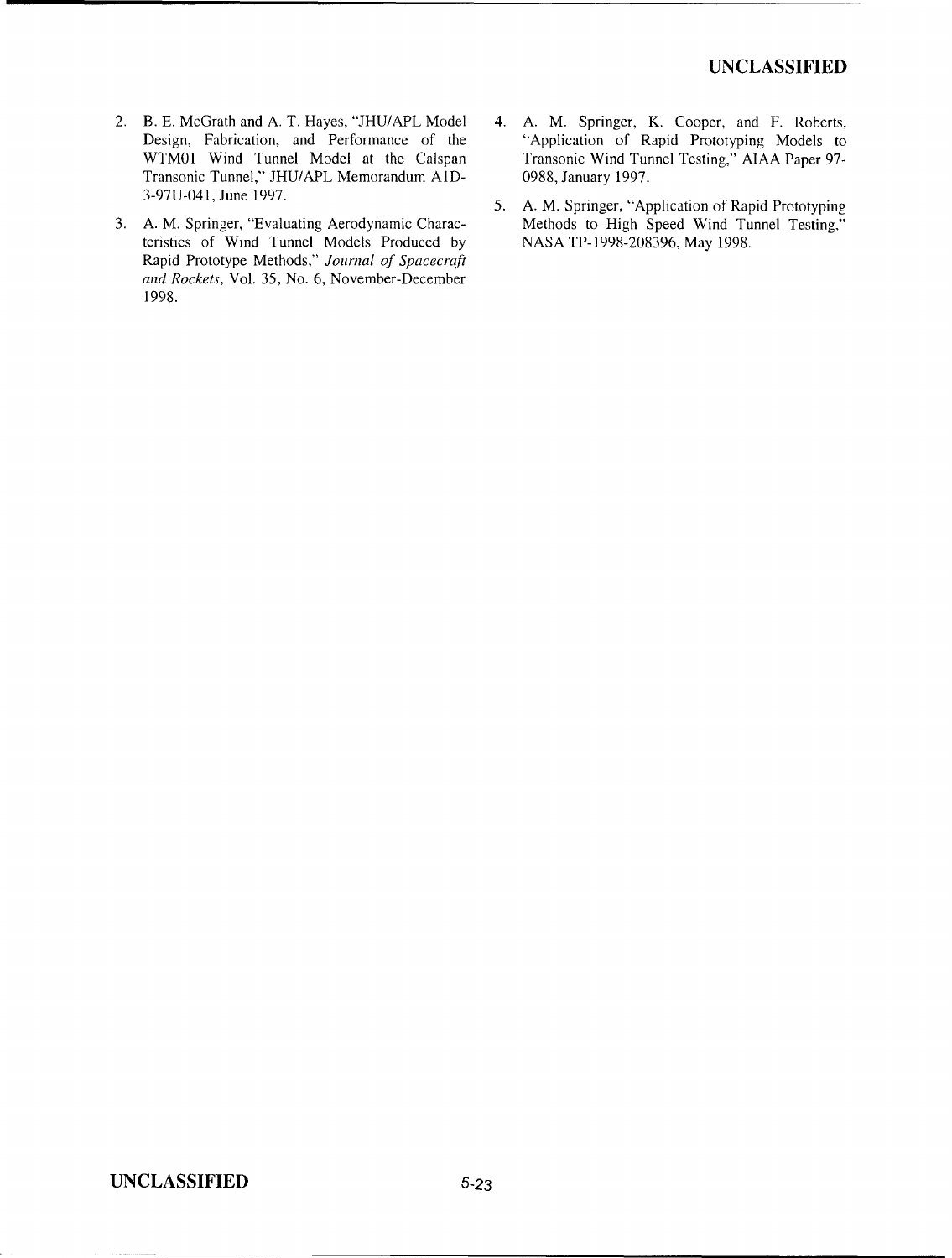2. B. E. McGrath and A. T. Hayes, "JHU/APL Model Design, Fabrication, and Performance of the WTM01 Wind Tunnel Model at the Calspan Transonic Tunnel," JHU/APL Memorandum A1D-3-97U-041, June 1997.

3. A. M. Springer, "Evaluating Aerodynamic Characteristics of Wind Tunnel Models Produced by Rapid Prototype Methods," *Journal of Spacecraft and Rockets*, Vol. 35, No. 6, November-December 1998.

4. A. M. Springer, K. Cooper, and F. Roberts, "Application of Rapid Prototyping Models to Transonic Wind Tunnel Testing," AIAA Paper 97-0988, January 1997.

5. A. M. Springer, "Application of Rapid Prototyping Methods to High Speed Wind Tunnel Testing," NASA TP-1998-208396, May 1998.